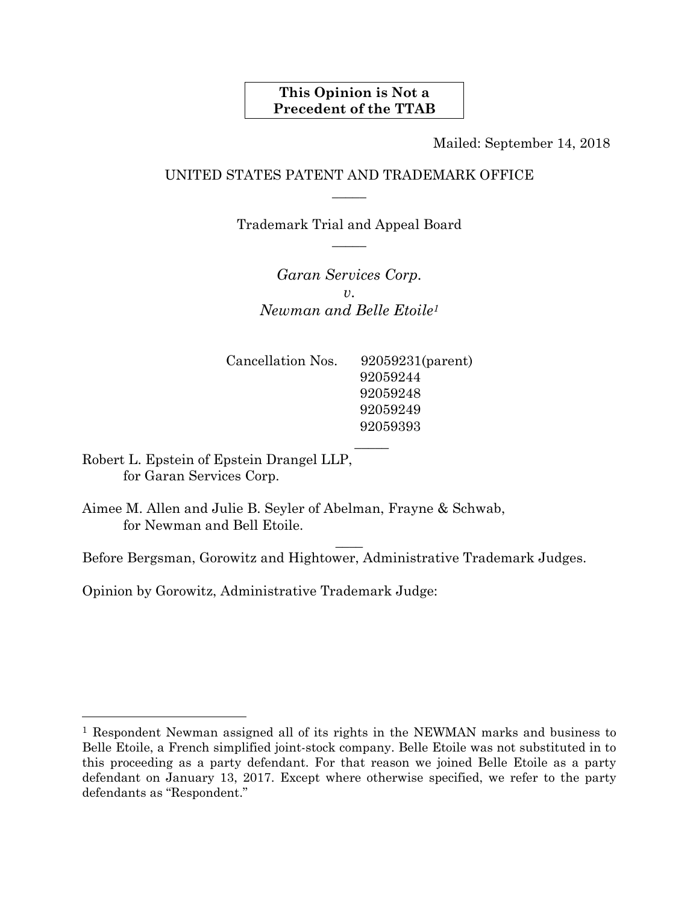**This Opinion is Not a Precedent of the TTAB**

Mailed: September 14, 2018

UNITED STATES PATENT AND TRADEMARK OFFICE

_____

Trademark Trial and Appeal Board

_____

*Garan Services Corp.*
*v.*
*Newman and Belle Etoile*[1]

Cancellation Nos. 92059231(parent)
92059244
92059248
92059249
92059393

_____

Robert L. Epstein of Epstein Drangel LLP,
for Garan Services Corp.

Aimee M. Allen and Julie B. Seyler of Abelman, Frayne & Schwab,
for Newman and Bell Etoile.

_____

Before Bergsman, Gorowitz and Hightower, Administrative Trademark Judges.

Opinion by Gorowitz, Administrative Trademark Judge:

---

[1] Respondent Newman assigned all of its rights in the NEWMAN marks and business to Belle Etoile, a French simplified joint-stock company. Belle Etoile was not substituted in to this proceeding as a party defendant. For that reason we joined Belle Etoile as a party defendant on January 13, 2017. Except where otherwise specified, we refer to the party defendants as "Respondent."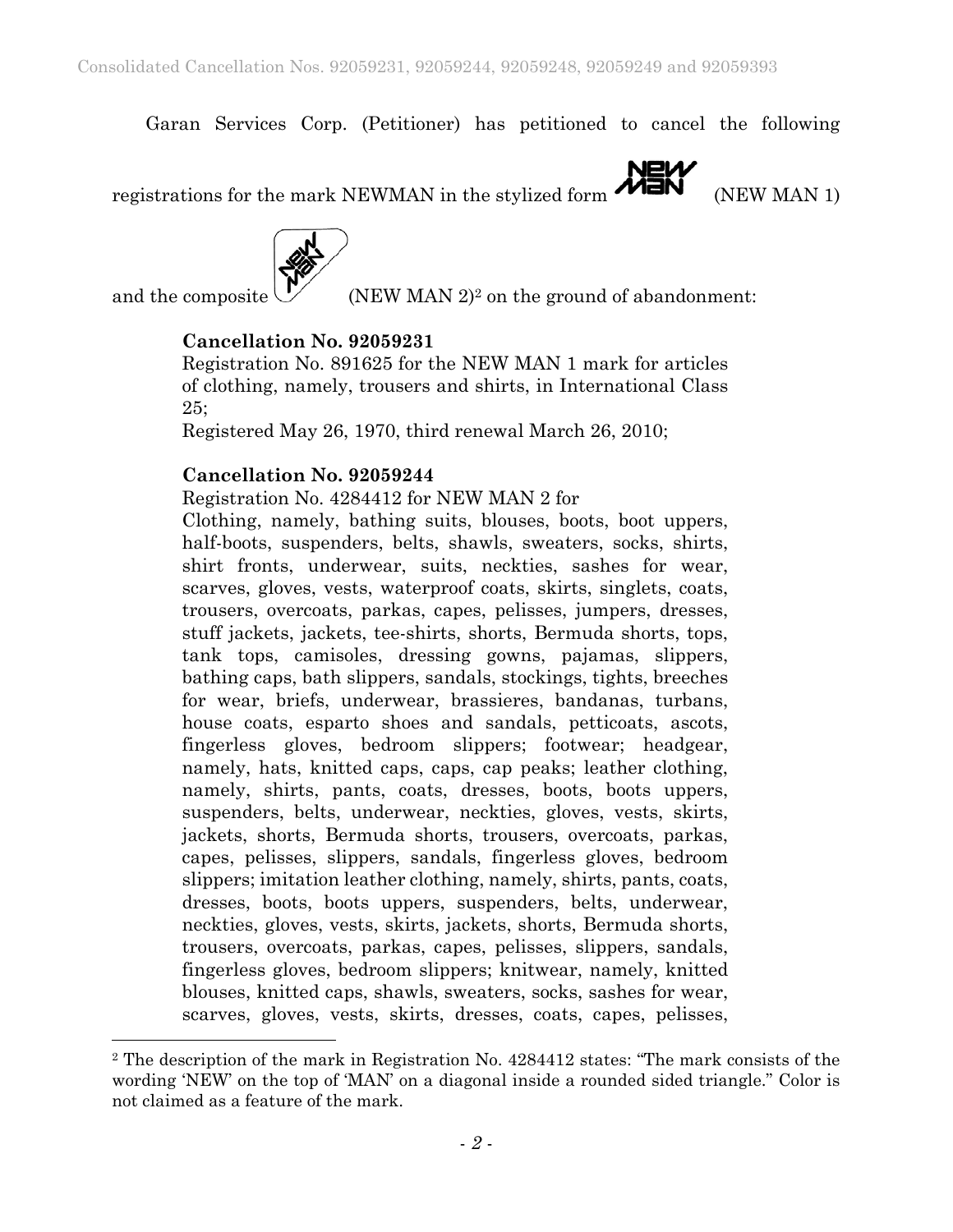Garan Services Corp. (Petitioner) has petitioned to cancel the following registrations for the mark NEWMAN in the stylized form (NEW MAN 1) and the composite (NEW MAN 2)[2] on the ground of abandonment:

**Cancellation No. 92059231**
Registration No. 891625 for the NEW MAN 1 mark for articles of clothing, namely, trousers and shirts, in International Class 25;
Registered May 26, 1970, third renewal March 26, 2010;

**Cancellation No. 92059244**
Registration No. 4284412 for NEW MAN 2 for
Clothing, namely, bathing suits, blouses, boots, boot uppers, half-boots, suspenders, belts, shawls, sweaters, socks, shirts, shirt fronts, underwear, suits, neckties, sashes for wear, scarves, gloves, vests, waterproof coats, skirts, singlets, coats, trousers, overcoats, parkas, capes, pelisses, jumpers, dresses, stuff jackets, jackets, tee-shirts, shorts, Bermuda shorts, tops, tank tops, camisoles, dressing gowns, pajamas, slippers, bathing caps, bath slippers, sandals, stockings, tights, breeches for wear, briefs, underwear, brassieres, bandanas, turbans, house coats, esparto shoes and sandals, petticoats, ascots, fingerless gloves, bedroom slippers; footwear; headgear, namely, hats, knitted caps, caps, cap peaks; leather clothing, namely, shirts, pants, coats, dresses, boots, boots uppers, suspenders, belts, underwear, neckties, gloves, vests, skirts, jackets, shorts, Bermuda shorts, trousers, overcoats, parkas, capes, pelisses, slippers, sandals, fingerless gloves, bedroom slippers; imitation leather clothing, namely, shirts, pants, coats, dresses, boots, boots uppers, suspenders, belts, underwear, neckties, gloves, vests, skirts, jackets, shorts, Bermuda shorts, trousers, overcoats, parkas, capes, pelisses, slippers, sandals, fingerless gloves, bedroom slippers; knitwear, namely, knitted blouses, knitted caps, shawls, sweaters, socks, sashes for wear, scarves, gloves, vests, skirts, dresses, coats, capes, pelisses,

[2] The description of the mark in Registration No. 4284412 states: "The mark consists of the wording 'NEW' on the top of 'MAN' on a diagonal inside a rounded sided triangle." Color is not claimed as a feature of the mark.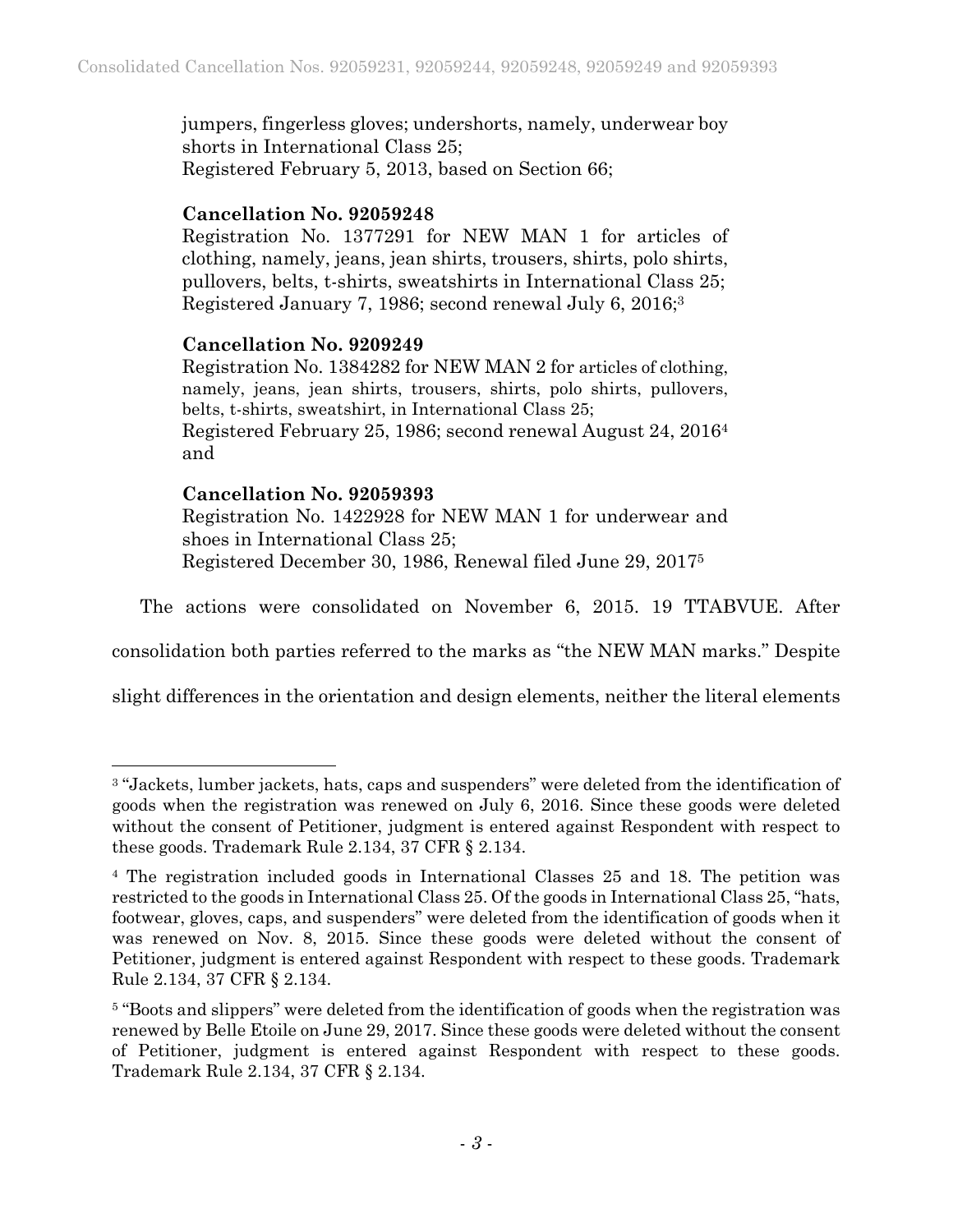jumpers, fingerless gloves; undershorts, namely, underwear boy shorts in International Class 25;
Registered February 5, 2013, based on Section 66;

**Cancellation No. 92059248**
Registration No. 1377291 for NEW MAN 1 for articles of clothing, namely, jeans, jean shirts, trousers, shirts, polo shirts, pullovers, belts, t-shirts, sweatshirts in International Class 25;
Registered January 7, 1986; second renewal July 6, 2016;[3]

**Cancellation No. 9209249**
Registration No. 1384282 for NEW MAN 2 for articles of clothing, namely, jeans, jean shirts, trousers, shirts, polo shirts, pullovers, belts, t-shirts, sweatshirt, in International Class 25;
Registered February 25, 1986; second renewal August 24, 2016[4] and

**Cancellation No. 92059393**
Registration No. 1422928 for NEW MAN 1 for underwear and shoes in International Class 25;
Registered December 30, 1986, Renewal filed June 29, 2017[5]

The actions were consolidated on November 6, 2015. 19 TTABVUE. After consolidation both parties referred to the marks as "the NEW MAN marks." Despite slight differences in the orientation and design elements, neither the literal elements

---

[3] "Jackets, lumber jackets, hats, caps and suspenders" were deleted from the identification of goods when the registration was renewed on July 6, 2016. Since these goods were deleted without the consent of Petitioner, judgment is entered against Respondent with respect to these goods. Trademark Rule 2.134, 37 CFR § 2.134.

[4] The registration included goods in International Classes 25 and 18. The petition was restricted to the goods in International Class 25. Of the goods in International Class 25, "hats, footwear, gloves, caps, and suspenders" were deleted from the identification of goods when it was renewed on Nov. 8, 2015. Since these goods were deleted without the consent of Petitioner, judgment is entered against Respondent with respect to these goods. Trademark Rule 2.134, 37 CFR § 2.134.

[5] "Boots and slippers" were deleted from the identification of goods when the registration was renewed by Belle Etoile on June 29, 2017. Since these goods were deleted without the consent of Petitioner, judgment is entered against Respondent with respect to these goods. Trademark Rule 2.134, 37 CFR § 2.134.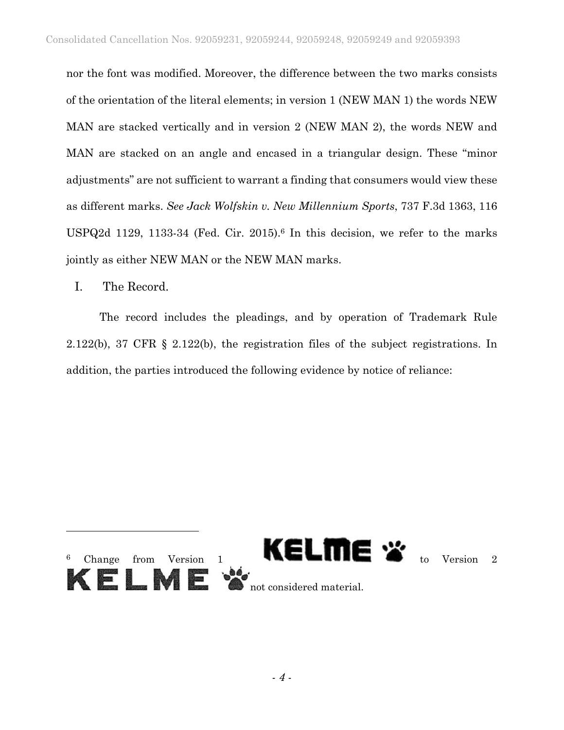nor the font was modified. Moreover, the difference between the two marks consists of the orientation of the literal elements; in version 1 (NEW MAN 1) the words NEW MAN are stacked vertically and in version 2 (NEW MAN 2), the words NEW and MAN are stacked on an angle and encased in a triangular design. These "minor adjustments" are not sufficient to warrant a finding that consumers would view these as different marks. *See Jack Wolfskin v. New Millennium Sports*, 737 F.3d 1363, 116 USPQ2d 1129, 1133-34 (Fed. Cir. 2015).[6] In this decision, we refer to the marks jointly as either NEW MAN or the NEW MAN marks.

## I. The Record.

The record includes the pleadings, and by operation of Trademark Rule 2.122(b), 37 CFR § 2.122(b), the registration files of the subject registrations. In addition, the parties introduced the following evidence by notice of reliance:

---

[6] Change from Version 1 KELME to Version 2 KELME not considered material.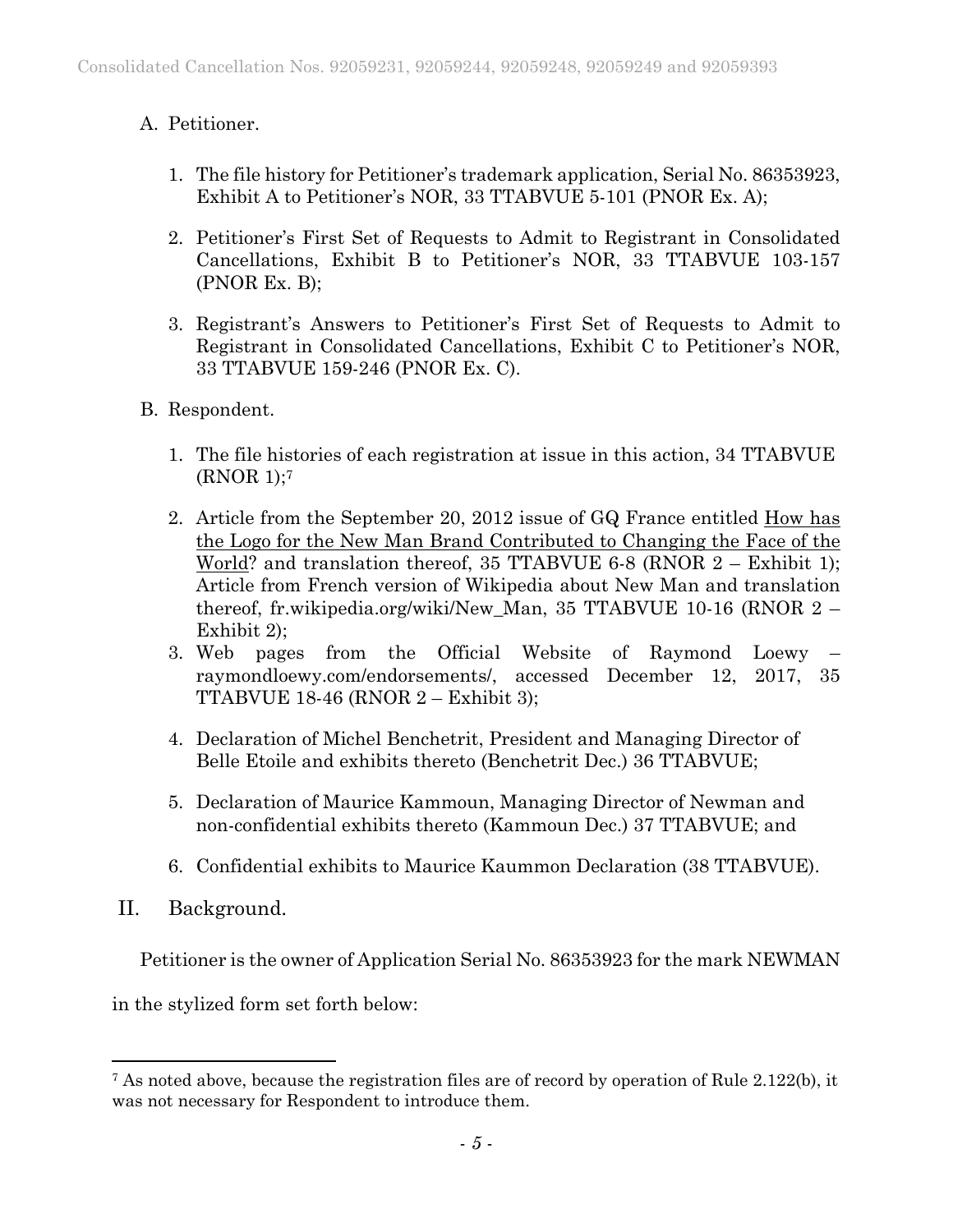A. Petitioner.

1. The file history for Petitioner's trademark application, Serial No. 86353923, Exhibit A to Petitioner's NOR, 33 TTABVUE 5-101 (PNOR Ex. A);

2. Petitioner's First Set of Requests to Admit to Registrant in Consolidated Cancellations, Exhibit B to Petitioner's NOR, 33 TTABVUE 103-157 (PNOR Ex. B);

3. Registrant's Answers to Petitioner's First Set of Requests to Admit to Registrant in Consolidated Cancellations, Exhibit C to Petitioner's NOR, 33 TTABVUE 159-246 (PNOR Ex. C).

B. Respondent.

1. The file histories of each registration at issue in this action, 34 TTABVUE (RNOR 1);[7]

2. Article from the September 20, 2012 issue of GQ France entitled How has the Logo for the New Man Brand Contributed to Changing the Face of the World? and translation thereof, 35 TTABVUE 6-8 (RNOR 2 – Exhibit 1); Article from French version of Wikipedia about New Man and translation thereof, fr.wikipedia.org/wiki/New_Man, 35 TTABVUE 10-16 (RNOR 2 – Exhibit 2);

3. Web pages from the Official Website of Raymond Loewy – raymondloewy.com/endorsements/, accessed December 12, 2017, 35 TTABVUE 18-46 (RNOR 2 – Exhibit 3);

4. Declaration of Michel Benchetrit, President and Managing Director of Belle Etoile and exhibits thereto (Benchetrit Dec.) 36 TTABVUE;

5. Declaration of Maurice Kammoun, Managing Director of Newman and non-confidential exhibits thereto (Kammoun Dec.) 37 TTABVUE; and

6. Confidential exhibits to Maurice Kaummon Declaration (38 TTABVUE).

## II. Background.

Petitioner is the owner of Application Serial No. 86353923 for the mark NEWMAN in the stylized form set forth below:

[7] As noted above, because the registration files are of record by operation of Rule 2.122(b), it was not necessary for Respondent to introduce them.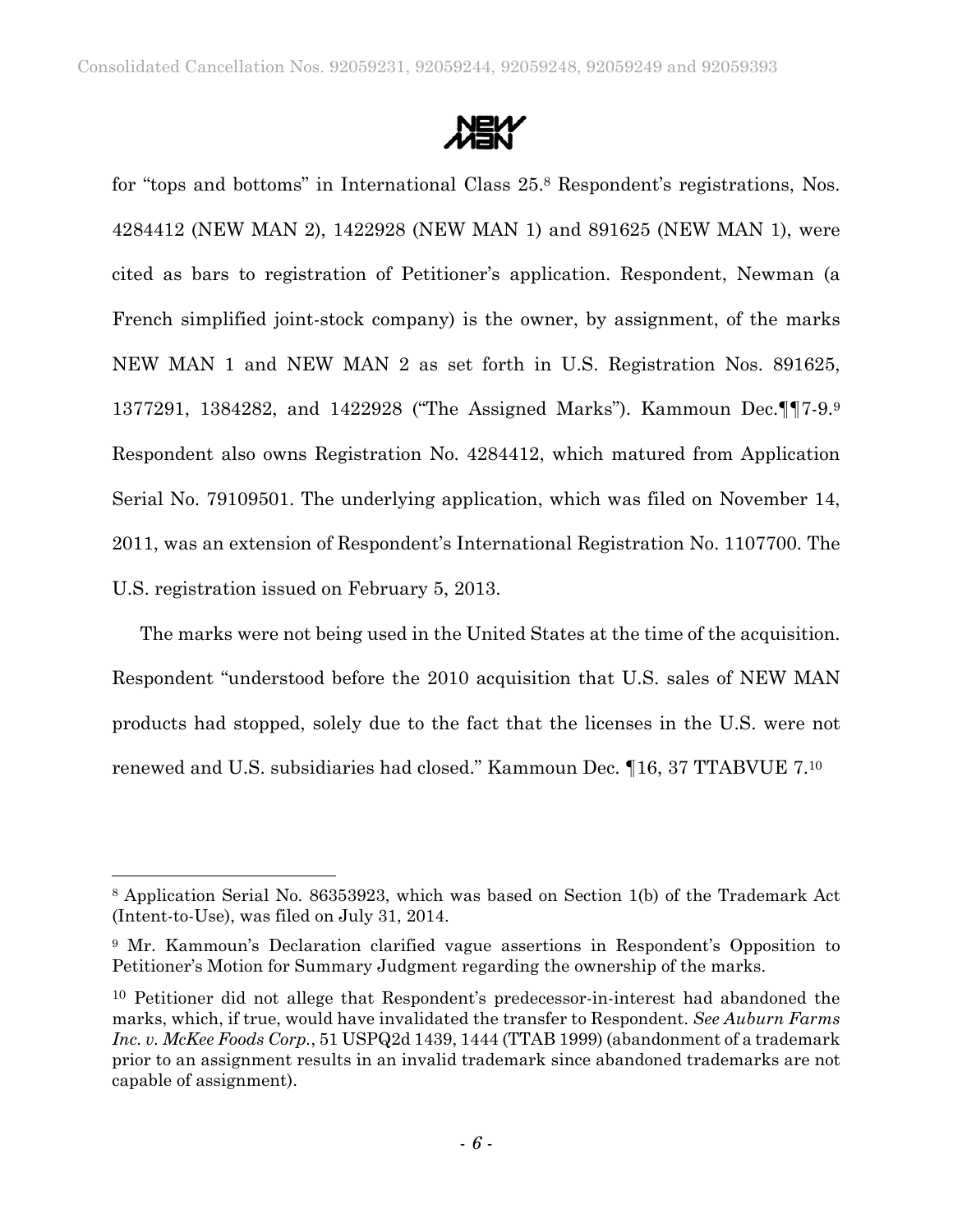for "tops and bottoms" in International Class 25.[8] Respondent's registrations, Nos. 4284412 (NEW MAN 2), 1422928 (NEW MAN 1) and 891625 (NEW MAN 1), were cited as bars to registration of Petitioner's application. Respondent, Newman (a French simplified joint-stock company) is the owner, by assignment, of the marks NEW MAN 1 and NEW MAN 2 as set forth in U.S. Registration Nos. 891625, 1377291, 1384282, and 1422928 ("The Assigned Marks"). Kammoun Dec.¶¶7-9.[9] Respondent also owns Registration No. 4284412, which matured from Application Serial No. 79109501. The underlying application, which was filed on November 14, 2011, was an extension of Respondent's International Registration No. 1107700. The U.S. registration issued on February 5, 2013.

The marks were not being used in the United States at the time of the acquisition. Respondent "understood before the 2010 acquisition that U.S. sales of NEW MAN products had stopped, solely due to the fact that the licenses in the U.S. were not renewed and U.S. subsidiaries had closed." Kammoun Dec. ¶16, 37 TTABVUE 7.[10]

---

[8] Application Serial No. 86353923, which was based on Section 1(b) of the Trademark Act (Intent-to-Use), was filed on July 31, 2014.

[9] Mr. Kammoun's Declaration clarified vague assertions in Respondent's Opposition to Petitioner's Motion for Summary Judgment regarding the ownership of the marks.

[10] Petitioner did not allege that Respondent's predecessor-in-interest had abandoned the marks, which, if true, would have invalidated the transfer to Respondent. *See Auburn Farms Inc. v. McKee Foods Corp.*, 51 USPQ2d 1439, 1444 (TTAB 1999) (abandonment of a trademark prior to an assignment results in an invalid trademark since abandoned trademarks are not capable of assignment).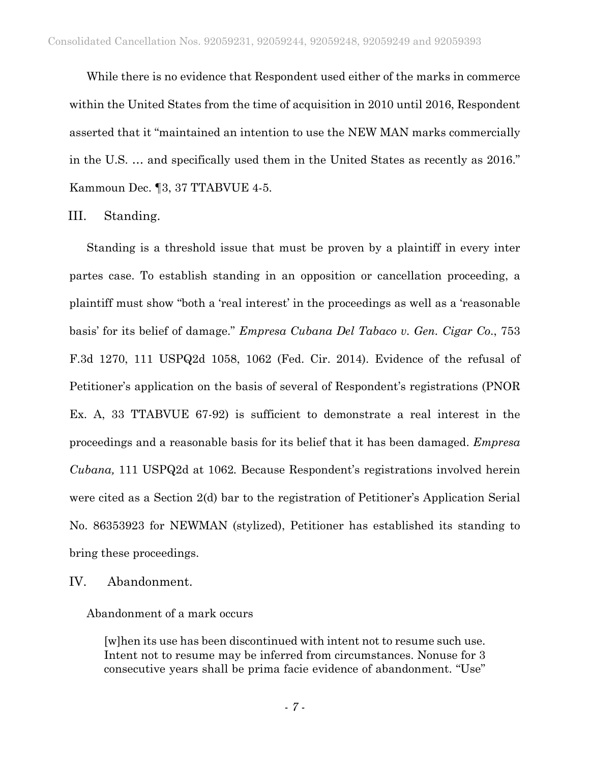While there is no evidence that Respondent used either of the marks in commerce within the United States from the time of acquisition in 2010 until 2016, Respondent asserted that it "maintained an intention to use the NEW MAN marks commercially in the U.S. … and specifically used them in the United States as recently as 2016." Kammoun Dec. ¶3, 37 TTABVUE 4-5.

## III. Standing.

Standing is a threshold issue that must be proven by a plaintiff in every inter partes case. To establish standing in an opposition or cancellation proceeding, a plaintiff must show "both a 'real interest' in the proceedings as well as a 'reasonable basis' for its belief of damage." *Empresa Cubana Del Tabaco v. Gen. Cigar Co.*, 753 F.3d 1270, 111 USPQ2d 1058, 1062 (Fed. Cir. 2014). Evidence of the refusal of Petitioner's application on the basis of several of Respondent's registrations (PNOR Ex. A, 33 TTABVUE 67-92) is sufficient to demonstrate a real interest in the proceedings and a reasonable basis for its belief that it has been damaged. *Empresa Cubana,* 111 USPQ2d at 1062. Because Respondent's registrations involved herein were cited as a Section 2(d) bar to the registration of Petitioner's Application Serial No. 86353923 for NEWMAN (stylized), Petitioner has established its standing to bring these proceedings.

## IV. Abandonment.

Abandonment of a mark occurs

> [w]hen its use has been discontinued with intent not to resume such use. Intent not to resume may be inferred from circumstances. Nonuse for 3 consecutive years shall be prima facie evidence of abandonment. "Use"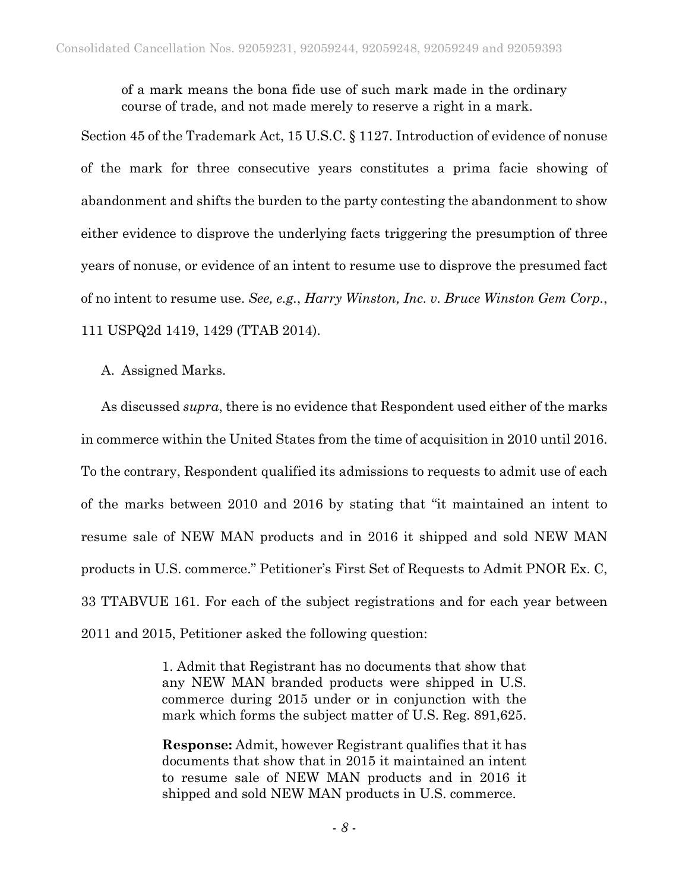of a mark means the bona fide use of such mark made in the ordinary course of trade, and not made merely to reserve a right in a mark.

Section 45 of the Trademark Act, 15 U.S.C. § 1127. Introduction of evidence of nonuse of the mark for three consecutive years constitutes a prima facie showing of abandonment and shifts the burden to the party contesting the abandonment to show either evidence to disprove the underlying facts triggering the presumption of three years of nonuse, or evidence of an intent to resume use to disprove the presumed fact of no intent to resume use. *See, e.g.*, *Harry Winston, Inc. v. Bruce Winston Gem Corp.*, 111 USPQ2d 1419, 1429 (TTAB 2014).

A. Assigned Marks.

As discussed *supra*, there is no evidence that Respondent used either of the marks in commerce within the United States from the time of acquisition in 2010 until 2016. To the contrary, Respondent qualified its admissions to requests to admit use of each of the marks between 2010 and 2016 by stating that "it maintained an intent to resume sale of NEW MAN products and in 2016 it shipped and sold NEW MAN products in U.S. commerce." Petitioner's First Set of Requests to Admit PNOR Ex. C, 33 TTABVUE 161. For each of the subject registrations and for each year between 2011 and 2015, Petitioner asked the following question:

> 1. Admit that Registrant has no documents that show that any NEW MAN branded products were shipped in U.S. commerce during 2015 under or in conjunction with the mark which forms the subject matter of U.S. Reg. 891,625.
>
> **Response:** Admit, however Registrant qualifies that it has documents that show that in 2015 it maintained an intent to resume sale of NEW MAN products and in 2016 it shipped and sold NEW MAN products in U.S. commerce.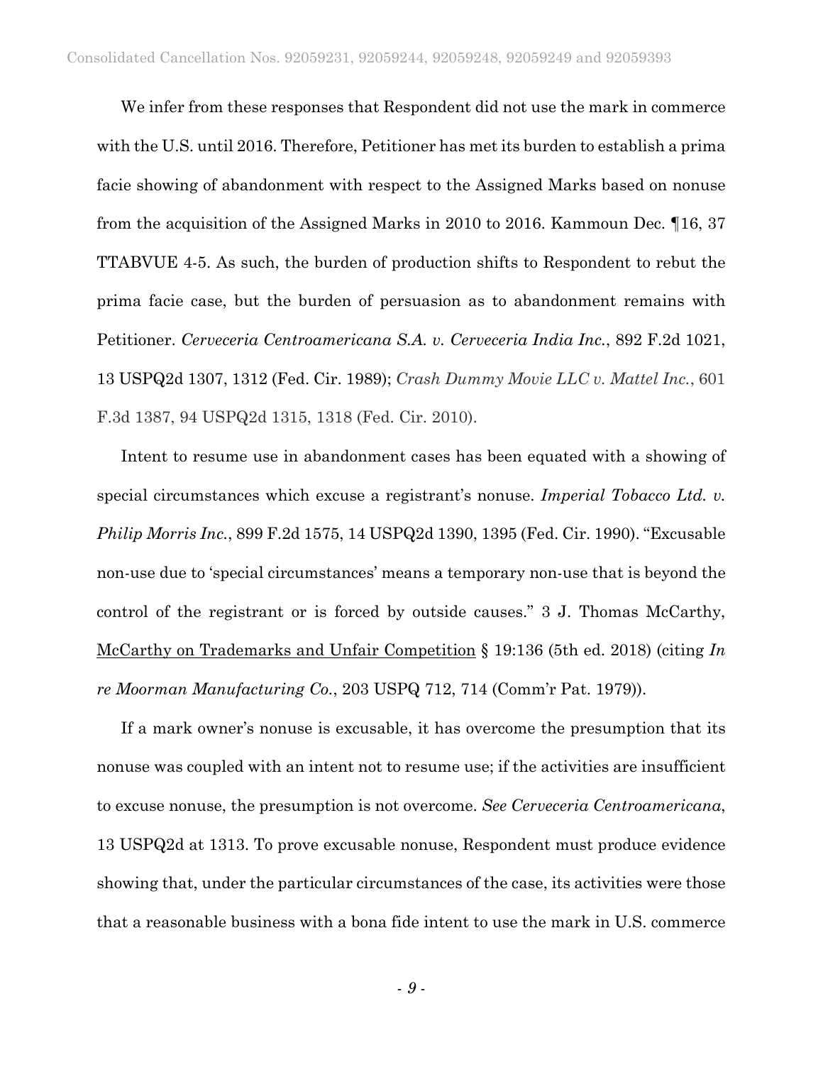We infer from these responses that Respondent did not use the mark in commerce with the U.S. until 2016. Therefore, Petitioner has met its burden to establish a prima facie showing of abandonment with respect to the Assigned Marks based on nonuse from the acquisition of the Assigned Marks in 2010 to 2016. Kammoun Dec. ¶16, 37 TTABVUE 4-5. As such, the burden of production shifts to Respondent to rebut the prima facie case, but the burden of persuasion as to abandonment remains with Petitioner. *Cerveceria Centroamericana S.A. v. Cerveceria India Inc.*, 892 F.2d 1021, 13 USPQ2d 1307, 1312 (Fed. Cir. 1989); *Crash Dummy Movie LLC v. Mattel Inc.*, 601 F.3d 1387, 94 USPQ2d 1315, 1318 (Fed. Cir. 2010).

Intent to resume use in abandonment cases has been equated with a showing of special circumstances which excuse a registrant's nonuse. *Imperial Tobacco Ltd. v. Philip Morris Inc.*, 899 F.2d 1575, 14 USPQ2d 1390, 1395 (Fed. Cir. 1990). "Excusable non-use due to 'special circumstances' means a temporary non-use that is beyond the control of the registrant or is forced by outside causes." 3 J. Thomas McCarthy, McCarthy on Trademarks and Unfair Competition § 19:136 (5th ed. 2018) (citing *In re Moorman Manufacturing Co.*, 203 USPQ 712, 714 (Comm'r Pat. 1979)).

If a mark owner's nonuse is excusable, it has overcome the presumption that its nonuse was coupled with an intent not to resume use; if the activities are insufficient to excuse nonuse, the presumption is not overcome. *See Cerveceria Centroamericana*, 13 USPQ2d at 1313. To prove excusable nonuse, Respondent must produce evidence showing that, under the particular circumstances of the case, its activities were those that a reasonable business with a bona fide intent to use the mark in U.S. commerce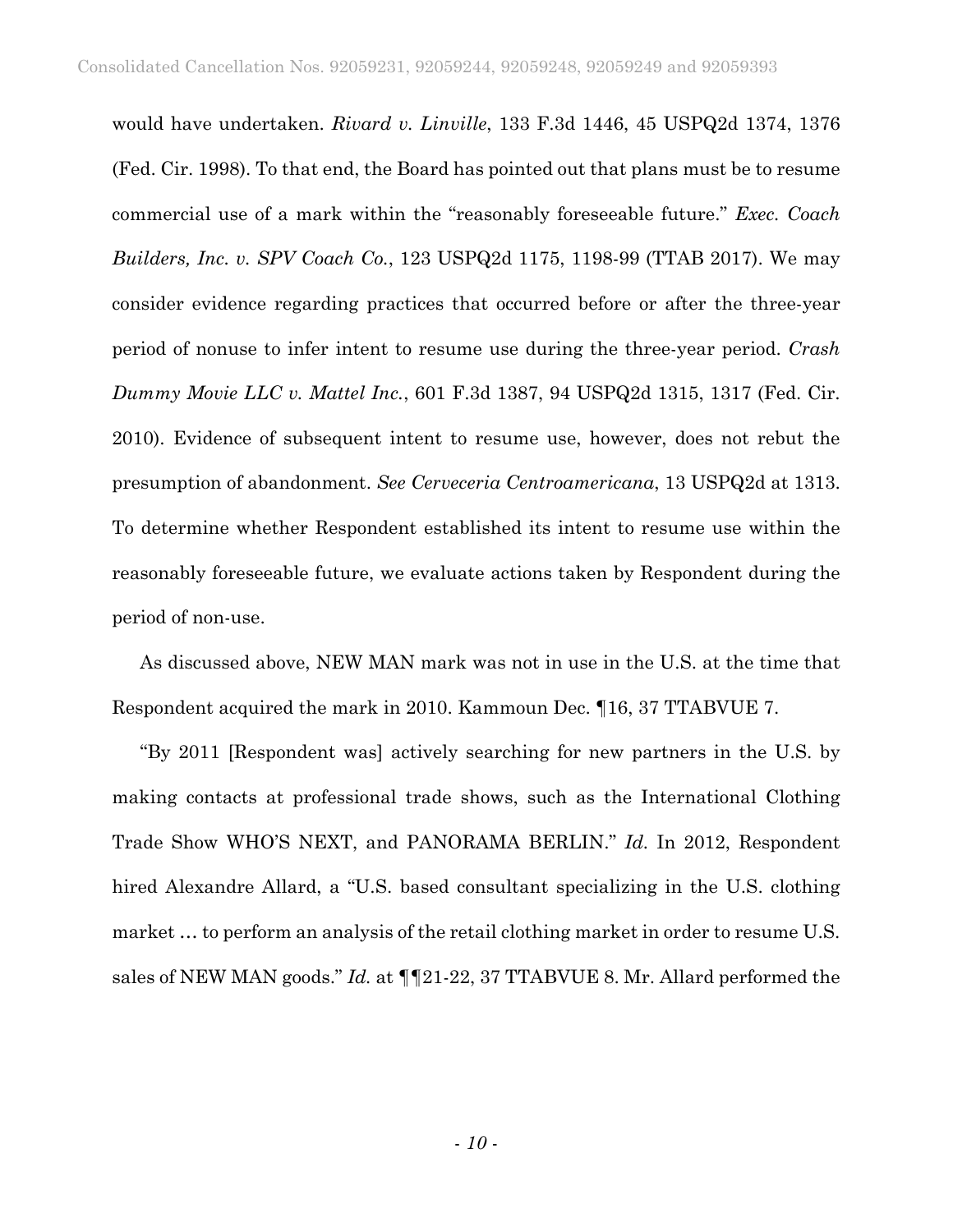would have undertaken. *Rivard v. Linville*, 133 F.3d 1446, 45 USPQ2d 1374, 1376 (Fed. Cir. 1998). To that end, the Board has pointed out that plans must be to resume commercial use of a mark within the "reasonably foreseeable future." *Exec. Coach Builders, Inc. v. SPV Coach Co.*, 123 USPQ2d 1175, 1198-99 (TTAB 2017). We may consider evidence regarding practices that occurred before or after the three-year period of nonuse to infer intent to resume use during the three-year period. *Crash Dummy Movie LLC v. Mattel Inc.*, 601 F.3d 1387, 94 USPQ2d 1315, 1317 (Fed. Cir. 2010). Evidence of subsequent intent to resume use, however, does not rebut the presumption of abandonment. *See Cerveceria Centroamericana*, 13 USPQ2d at 1313. To determine whether Respondent established its intent to resume use within the reasonably foreseeable future, we evaluate actions taken by Respondent during the period of non-use.

As discussed above, NEW MAN mark was not in use in the U.S. at the time that Respondent acquired the mark in 2010. Kammoun Dec. ¶16, 37 TTABVUE 7.

"By 2011 [Respondent was] actively searching for new partners in the U.S. by making contacts at professional trade shows, such as the International Clothing Trade Show WHO'S NEXT, and PANORAMA BERLIN." *Id.* In 2012, Respondent hired Alexandre Allard, a "U.S. based consultant specializing in the U.S. clothing market … to perform an analysis of the retail clothing market in order to resume U.S. sales of NEW MAN goods." *Id.* at ¶¶21-22, 37 TTABVUE 8. Mr. Allard performed the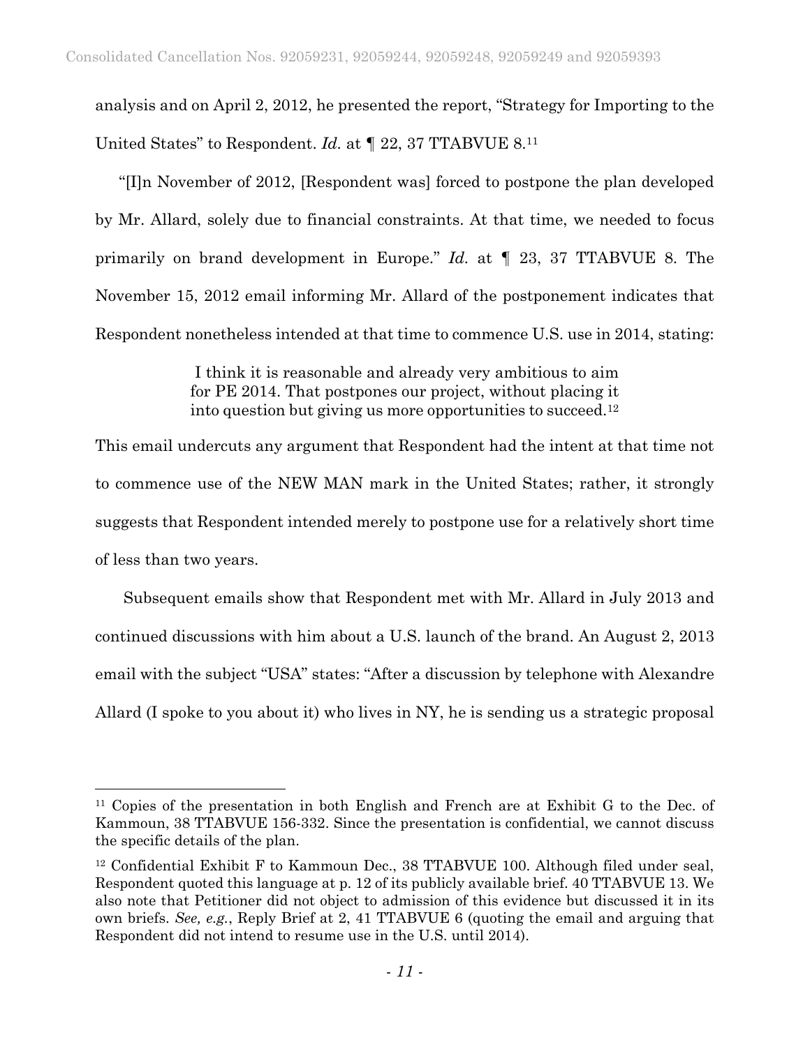analysis and on April 2, 2012, he presented the report, "Strategy for Importing to the United States" to Respondent. *Id.* at ¶ 22, 37 TTABVUE 8.[11]

"[I]n November of 2012, [Respondent was] forced to postpone the plan developed by Mr. Allard, solely due to financial constraints. At that time, we needed to focus primarily on brand development in Europe." *Id.* at ¶ 23, 37 TTABVUE 8. The November 15, 2012 email informing Mr. Allard of the postponement indicates that Respondent nonetheless intended at that time to commence U.S. use in 2014, stating:

> I think it is reasonable and already very ambitious to aim for PE 2014. That postpones our project, without placing it into question but giving us more opportunities to succeed.[12]

This email undercuts any argument that Respondent had the intent at that time not to commence use of the NEW MAN mark in the United States; rather, it strongly suggests that Respondent intended merely to postpone use for a relatively short time of less than two years.

Subsequent emails show that Respondent met with Mr. Allard in July 2013 and continued discussions with him about a U.S. launch of the brand. An August 2, 2013 email with the subject "USA" states: "After a discussion by telephone with Alexandre Allard (I spoke to you about it) who lives in NY, he is sending us a strategic proposal

---

[11] Copies of the presentation in both English and French are at Exhibit G to the Dec. of Kammoun, 38 TTABVUE 156-332. Since the presentation is confidential, we cannot discuss the specific details of the plan.

[12] Confidential Exhibit F to Kammoun Dec., 38 TTABVUE 100. Although filed under seal, Respondent quoted this language at p. 12 of its publicly available brief. 40 TTABVUE 13. We also note that Petitioner did not object to admission of this evidence but discussed it in its own briefs. *See, e.g.*, Reply Brief at 2, 41 TTABVUE 6 (quoting the email and arguing that Respondent did not intend to resume use in the U.S. until 2014).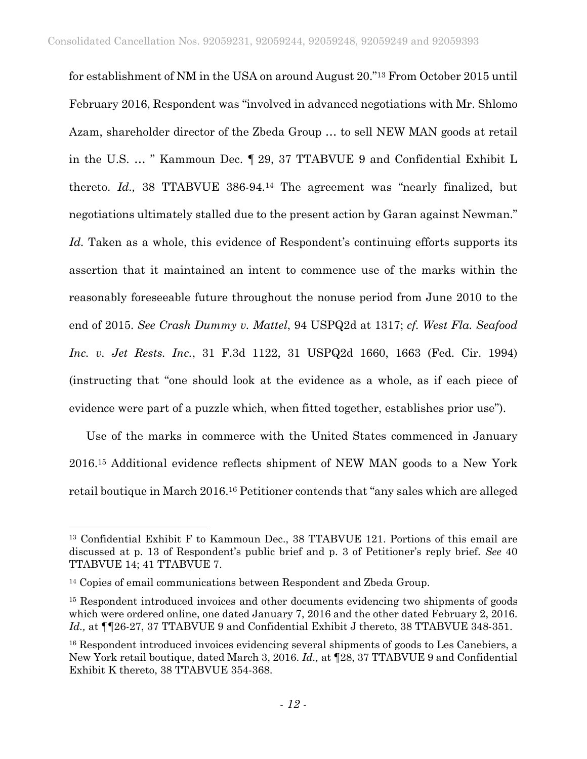for establishment of NM in the USA on around August 20."[13] From October 2015 until February 2016, Respondent was "involved in advanced negotiations with Mr. Shlomo Azam, shareholder director of the Zbeda Group … to sell NEW MAN goods at retail in the U.S. … " Kammoun Dec. ¶ 29, 37 TTABVUE 9 and Confidential Exhibit L thereto. *Id.,* 38 TTABVUE 386-94.[14] The agreement was "nearly finalized, but negotiations ultimately stalled due to the present action by Garan against Newman." *Id.* Taken as a whole, this evidence of Respondent's continuing efforts supports its assertion that it maintained an intent to commence use of the marks within the reasonably foreseeable future throughout the nonuse period from June 2010 to the end of 2015. *See Crash Dummy v. Mattel*, 94 USPQ2d at 1317; *cf. West Fla. Seafood Inc. v. Jet Rests. Inc.*, 31 F.3d 1122, 31 USPQ2d 1660, 1663 (Fed. Cir. 1994) (instructing that "one should look at the evidence as a whole, as if each piece of evidence were part of a puzzle which, when fitted together, establishes prior use").

Use of the marks in commerce with the United States commenced in January 2016.[15] Additional evidence reflects shipment of NEW MAN goods to a New York retail boutique in March 2016.[16] Petitioner contends that "any sales which are alleged

---

[13] Confidential Exhibit F to Kammoun Dec., 38 TTABVUE 121. Portions of this email are discussed at p. 13 of Respondent's public brief and p. 3 of Petitioner's reply brief. *See* 40 TTABVUE 14; 41 TTABVUE 7.

[14] Copies of email communications between Respondent and Zbeda Group.

[15] Respondent introduced invoices and other documents evidencing two shipments of goods which were ordered online, one dated January 7, 2016 and the other dated February 2, 2016. *Id.,* at ¶¶26-27, 37 TTABVUE 9 and Confidential Exhibit J thereto, 38 TTABVUE 348-351.

[16] Respondent introduced invoices evidencing several shipments of goods to Les Canebiers, a New York retail boutique, dated March 3, 2016. *Id.,* at ¶28, 37 TTABVUE 9 and Confidential Exhibit K thereto, 38 TTABVUE 354-368.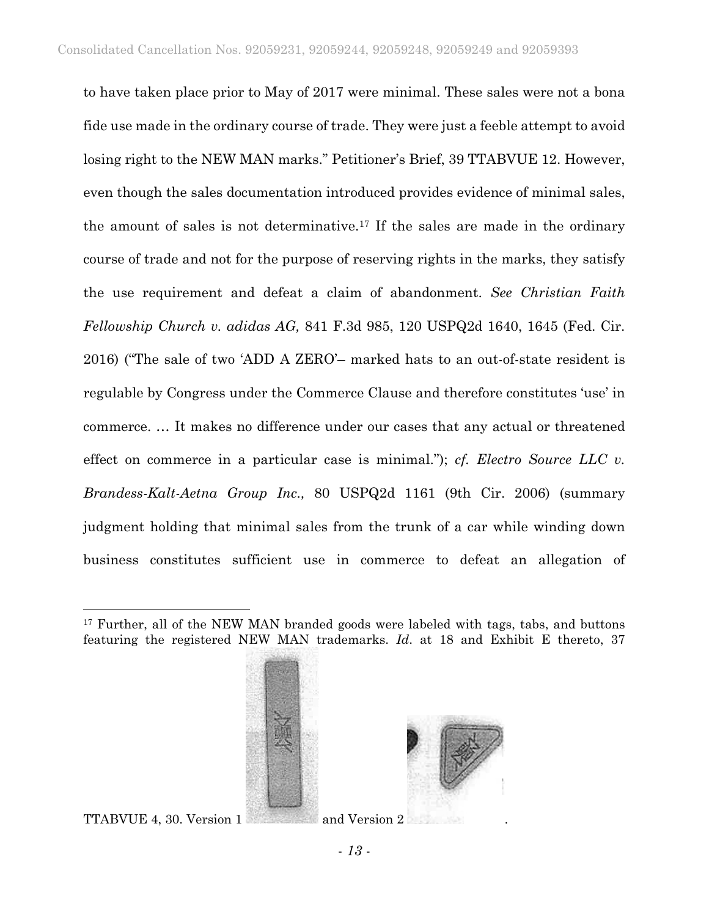to have taken place prior to May of 2017 were minimal. These sales were not a bona fide use made in the ordinary course of trade. They were just a feeble attempt to avoid losing right to the NEW MAN marks." Petitioner's Brief, 39 TTABVUE 12. However, even though the sales documentation introduced provides evidence of minimal sales, the amount of sales is not determinative.[17] If the sales are made in the ordinary course of trade and not for the purpose of reserving rights in the marks, they satisfy the use requirement and defeat a claim of abandonment. *See Christian Faith Fellowship Church v. adidas AG,* 841 F.3d 985, 120 USPQ2d 1640, 1645 (Fed. Cir. 2016) ("The sale of two 'ADD A ZERO'– marked hats to an out-of-state resident is regulable by Congress under the Commerce Clause and therefore constitutes 'use' in commerce. … It makes no difference under our cases that any actual or threatened effect on commerce in a particular case is minimal."); *cf. Electro Source LLC v. Brandess-Kalt-Aetna Group Inc.,* 80 USPQ2d 1161 (9th Cir. 2006) (summary judgment holding that minimal sales from the trunk of a car while winding down business constitutes sufficient use in commerce to defeat an allegation of

---

[17] Further, all of the NEW MAN branded goods were labeled with tags, tabs, and buttons featuring the registered NEW MAN trademarks. *Id*. at 18 and Exhibit E thereto, 37 TTABVUE 4, 30. Version 1 and Version 2 .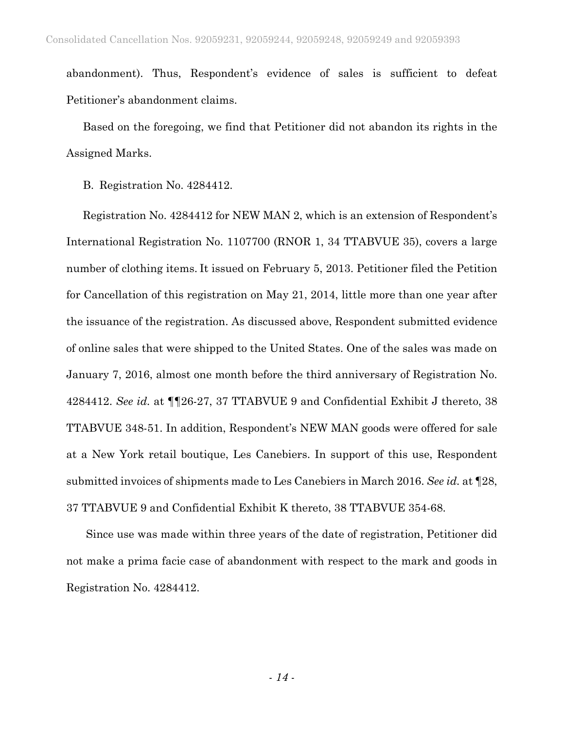abandonment). Thus, Respondent's evidence of sales is sufficient to defeat Petitioner's abandonment claims.

Based on the foregoing, we find that Petitioner did not abandon its rights in the Assigned Marks.

B. Registration No. 4284412.

Registration No. 4284412 for NEW MAN 2, which is an extension of Respondent's International Registration No. 1107700 (RNOR 1, 34 TTABVUE 35), covers a large number of clothing items. It issued on February 5, 2013. Petitioner filed the Petition for Cancellation of this registration on May 21, 2014, little more than one year after the issuance of the registration. As discussed above, Respondent submitted evidence of online sales that were shipped to the United States. One of the sales was made on January 7, 2016, almost one month before the third anniversary of Registration No. 4284412. *See id.* at ¶¶26-27, 37 TTABVUE 9 and Confidential Exhibit J thereto, 38 TTABVUE 348-51. In addition, Respondent's NEW MAN goods were offered for sale at a New York retail boutique, Les Canebiers. In support of this use, Respondent submitted invoices of shipments made to Les Canebiers in March 2016. *See id.* at ¶28, 37 TTABVUE 9 and Confidential Exhibit K thereto, 38 TTABVUE 354-68.

Since use was made within three years of the date of registration, Petitioner did not make a prima facie case of abandonment with respect to the mark and goods in Registration No. 4284412.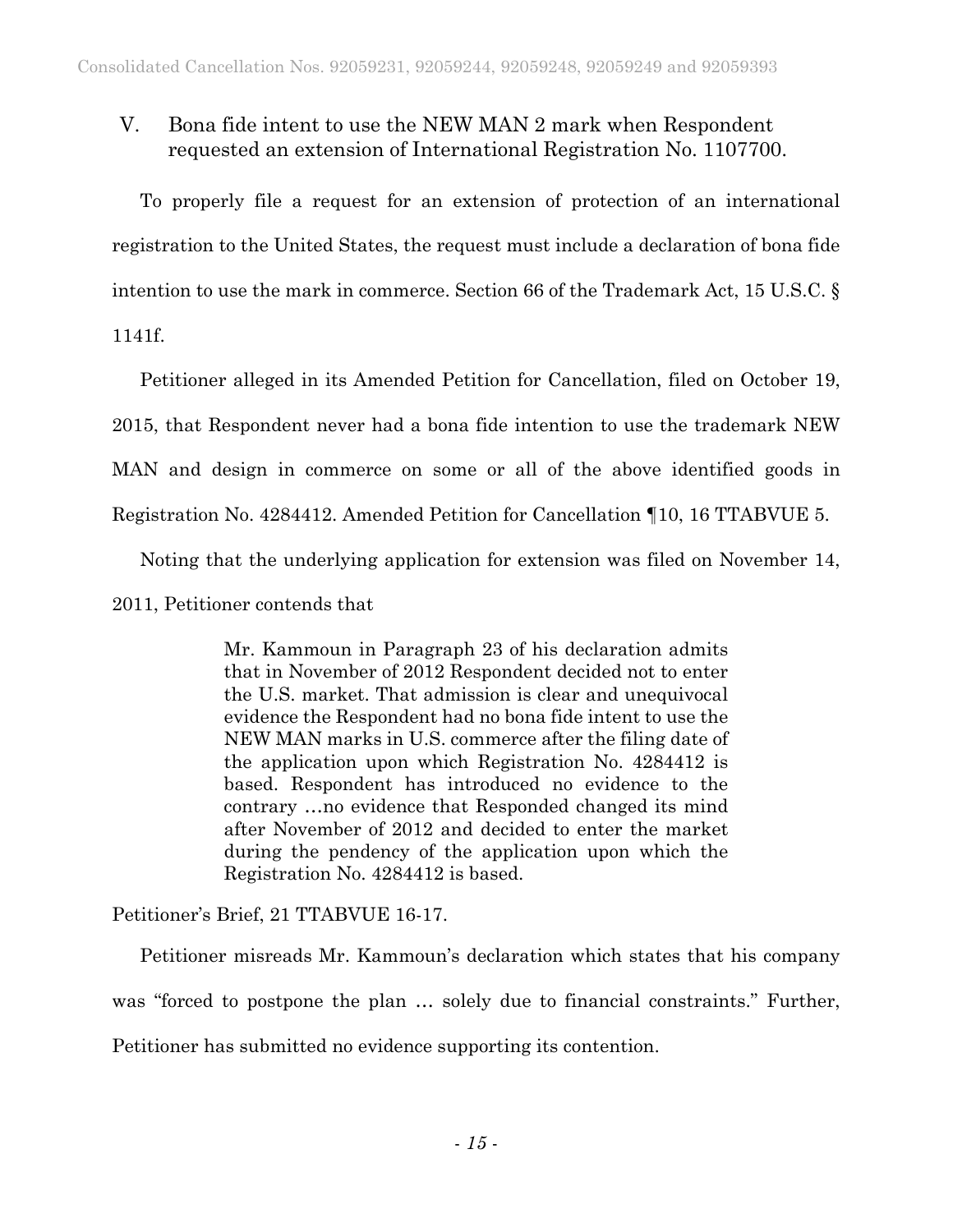## V. Bona fide intent to use the NEW MAN 2 mark when Respondent requested an extension of International Registration No. 1107700.

To properly file a request for an extension of protection of an international registration to the United States, the request must include a declaration of bona fide intention to use the mark in commerce. Section 66 of the Trademark Act, 15 U.S.C. § 1141f.

Petitioner alleged in its Amended Petition for Cancellation, filed on October 19, 2015, that Respondent never had a bona fide intention to use the trademark NEW MAN and design in commerce on some or all of the above identified goods in Registration No. 4284412. Amended Petition for Cancellation ¶10, 16 TTABVUE 5.

Noting that the underlying application for extension was filed on November 14, 2011, Petitioner contends that

> Mr. Kammoun in Paragraph 23 of his declaration admits that in November of 2012 Respondent decided not to enter the U.S. market. That admission is clear and unequivocal evidence the Respondent had no bona fide intent to use the NEW MAN marks in U.S. commerce after the filing date of the application upon which Registration No. 4284412 is based. Respondent has introduced no evidence to the contrary …no evidence that Responded changed its mind after November of 2012 and decided to enter the market during the pendency of the application upon which the Registration No. 4284412 is based.

Petitioner's Brief, 21 TTABVUE 16-17.

Petitioner misreads Mr. Kammoun's declaration which states that his company was "forced to postpone the plan … solely due to financial constraints." Further, Petitioner has submitted no evidence supporting its contention.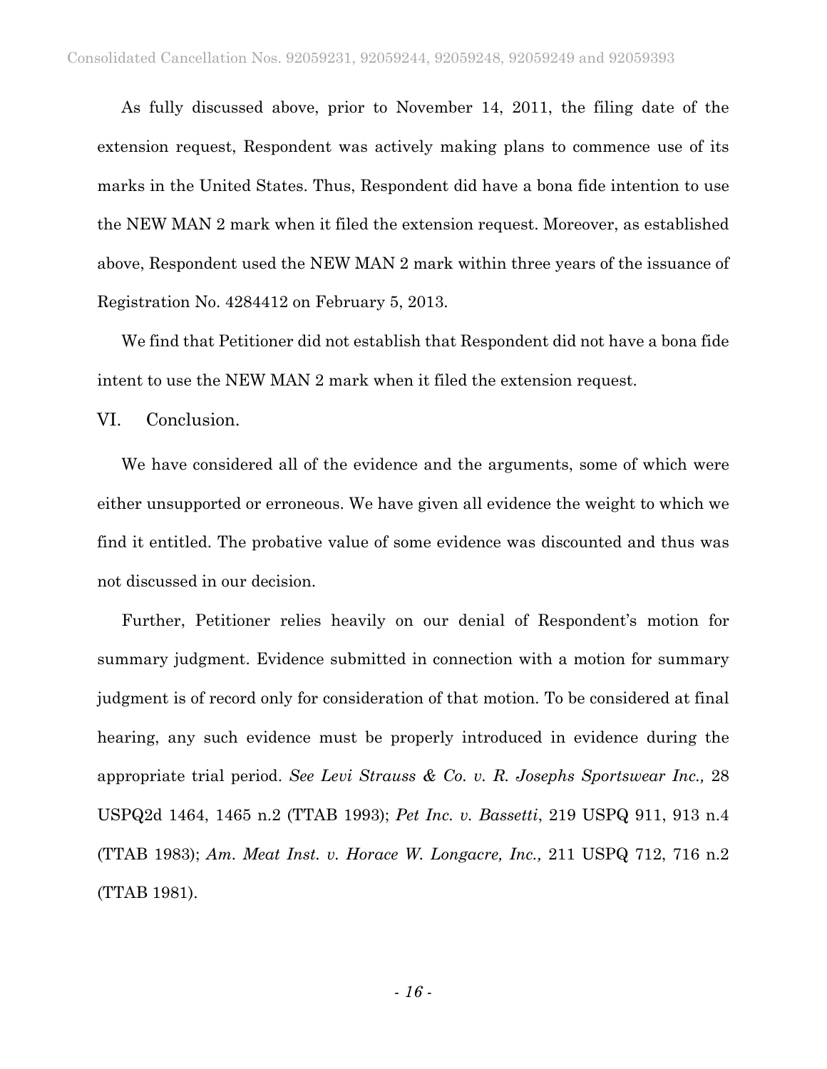As fully discussed above, prior to November 14, 2011, the filing date of the extension request, Respondent was actively making plans to commence use of its marks in the United States. Thus, Respondent did have a bona fide intention to use the NEW MAN 2 mark when it filed the extension request. Moreover, as established above, Respondent used the NEW MAN 2 mark within three years of the issuance of Registration No. 4284412 on February 5, 2013.

We find that Petitioner did not establish that Respondent did not have a bona fide intent to use the NEW MAN 2 mark when it filed the extension request.

## VI. Conclusion.

We have considered all of the evidence and the arguments, some of which were either unsupported or erroneous. We have given all evidence the weight to which we find it entitled. The probative value of some evidence was discounted and thus was not discussed in our decision.

Further, Petitioner relies heavily on our denial of Respondent's motion for summary judgment. Evidence submitted in connection with a motion for summary judgment is of record only for consideration of that motion. To be considered at final hearing, any such evidence must be properly introduced in evidence during the appropriate trial period. *See Levi Strauss & Co. v. R. Josephs Sportswear Inc.,* 28 USPQ2d 1464, 1465 n.2 (TTAB 1993); *Pet Inc. v. Bassetti*, 219 USPQ 911, 913 n.4 (TTAB 1983); *Am. Meat Inst. v. Horace W. Longacre, Inc.,* 211 USPQ 712, 716 n.2 (TTAB 1981).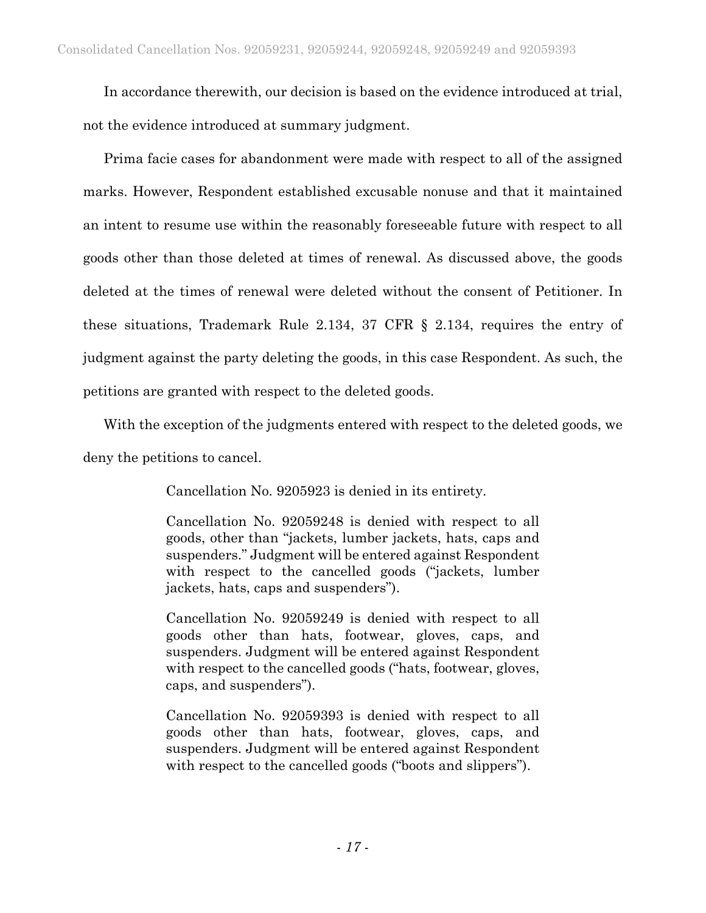In accordance therewith, our decision is based on the evidence introduced at trial, not the evidence introduced at summary judgment.

Prima facie cases for abandonment were made with respect to all of the assigned marks. However, Respondent established excusable nonuse and that it maintained an intent to resume use within the reasonably foreseeable future with respect to all goods other than those deleted at times of renewal. As discussed above, the goods deleted at the times of renewal were deleted without the consent of Petitioner. In these situations, Trademark Rule 2.134, 37 CFR § 2.134, requires the entry of judgment against the party deleting the goods, in this case Respondent. As such, the petitions are granted with respect to the deleted goods.

With the exception of the judgments entered with respect to the deleted goods, we deny the petitions to cancel.

> Cancellation No. 9205923 is denied in its entirety.
>
> Cancellation No. 92059248 is denied with respect to all goods, other than "jackets, lumber jackets, hats, caps and suspenders." Judgment will be entered against Respondent with respect to the cancelled goods ("jackets, lumber jackets, hats, caps and suspenders").
>
> Cancellation No. 92059249 is denied with respect to all goods other than hats, footwear, gloves, caps, and suspenders. Judgment will be entered against Respondent with respect to the cancelled goods ("hats, footwear, gloves, caps, and suspenders").
>
> Cancellation No. 92059393 is denied with respect to all goods other than hats, footwear, gloves, caps, and suspenders. Judgment will be entered against Respondent with respect to the cancelled goods ("boots and slippers").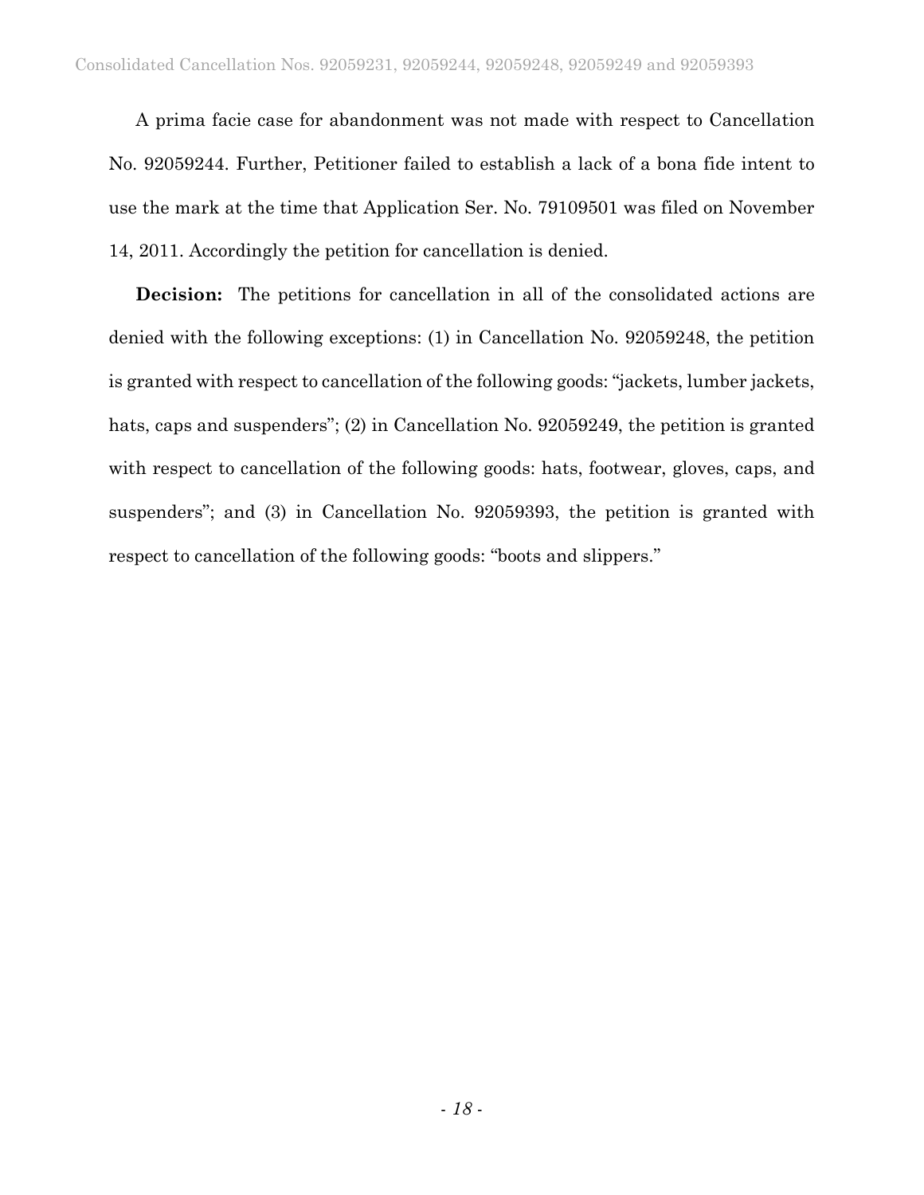A prima facie case for abandonment was not made with respect to Cancellation No. 92059244. Further, Petitioner failed to establish a lack of a bona fide intent to use the mark at the time that Application Ser. No. 79109501 was filed on November 14, 2011. Accordingly the petition for cancellation is denied.

**Decision:** The petitions for cancellation in all of the consolidated actions are denied with the following exceptions: (1) in Cancellation No. 92059248, the petition is granted with respect to cancellation of the following goods: "jackets, lumber jackets, hats, caps and suspenders"; (2) in Cancellation No. 92059249, the petition is granted with respect to cancellation of the following goods: hats, footwear, gloves, caps, and suspenders"; and (3) in Cancellation No. 92059393, the petition is granted with respect to cancellation of the following goods: "boots and slippers."